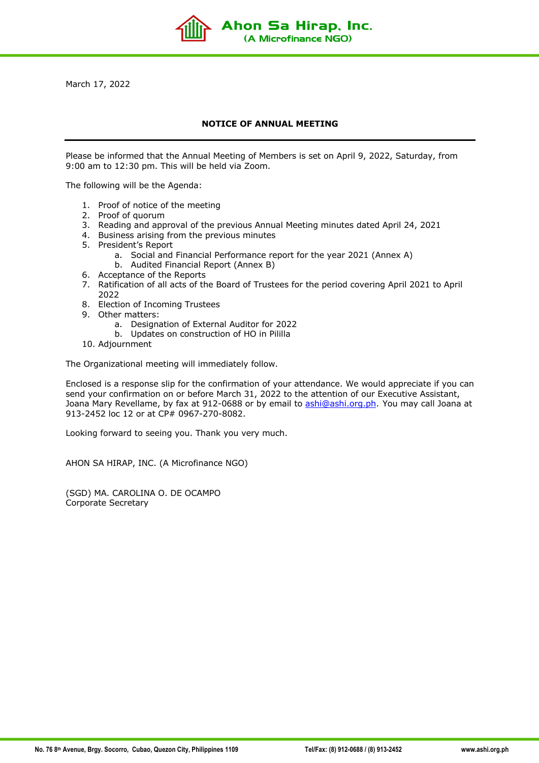Ahon Sa Hirap, Inc.
(A Microfinance NGO)

March 17, 2022

## NOTICE OF ANNUAL MEETING

Please be informed that the Annual Meeting of Members is set on April 9, 2022, Saturday, from 9:00 am to 12:30 pm. This will be held via Zoom.

The following will be the Agenda:

1. Proof of notice of the meeting
2. Proof of quorum
3. Reading and approval of the previous Annual Meeting minutes dated April 24, 2021
4. Business arising from the previous minutes
5. President's Report
   a. Social and Financial Performance report for the year 2021 (Annex A)
   b. Audited Financial Report (Annex B)
6. Acceptance of the Reports
7. Ratification of all acts of the Board of Trustees for the period covering April 2021 to April 2022
8. Election of Incoming Trustees
9. Other matters:
   a. Designation of External Auditor for 2022
   b. Updates on construction of HO in Pililla
10. Adjournment

The Organizational meeting will immediately follow.

Enclosed is a response slip for the confirmation of your attendance. We would appreciate if you can send your confirmation on or before March 31, 2022 to the attention of our Executive Assistant, Joana Mary Revellame, by fax at 912-0688 or by email to ashi@ashi.org.ph. You may call Joana at 913-2452 loc 12 or at CP# 0967-270-8082.

Looking forward to seeing you. Thank you very much.

AHON SA HIRAP, INC. (A Microfinance NGO)

(SGD) MA. CAROLINA O. DE OCAMPO
Corporate Secretary

No. 76 8th Avenue, Brgy. Socorro, Cubao, Quezon City, Philippines 1109 | Tel/Fax: (8) 912-0688 / (8) 913-2452 | www.ashi.org.ph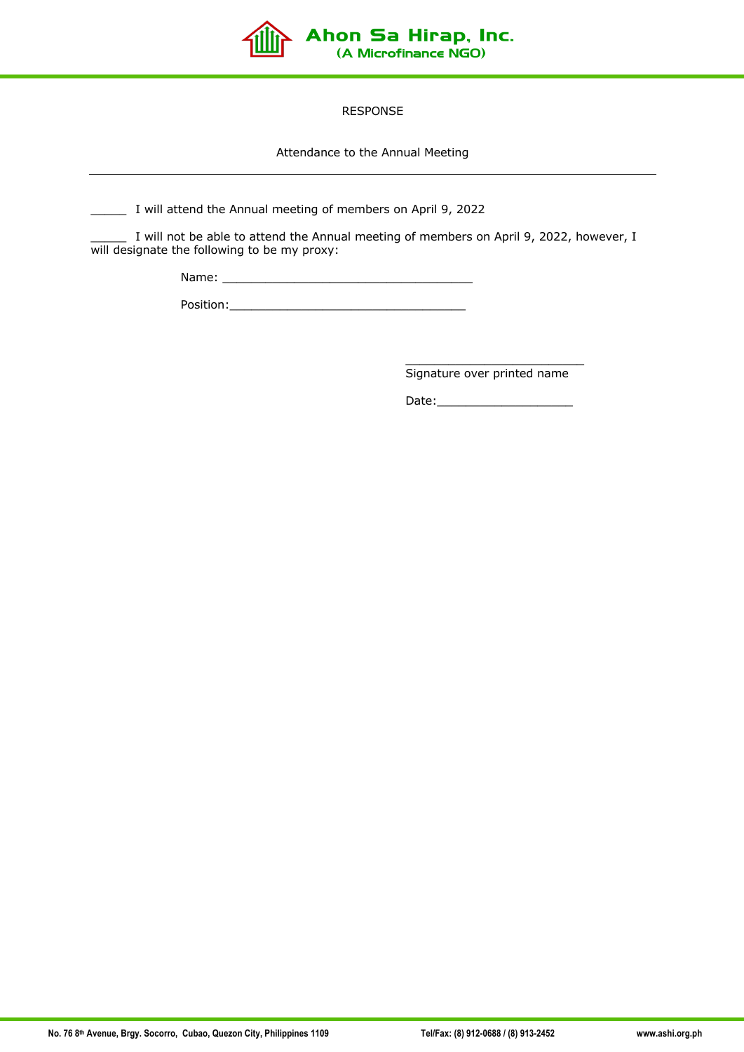RESPONSE

Attendance to the Annual Meeting

---

_____ I will attend the Annual meeting of members on April 9, 2022

_____ I will not be able to attend the Annual meeting of members on April 9, 2022, however, I will designate the following to be my proxy:

Name: ___________________________________

Position:_________________________________

_________________________
Signature over printed name

Date:___________________